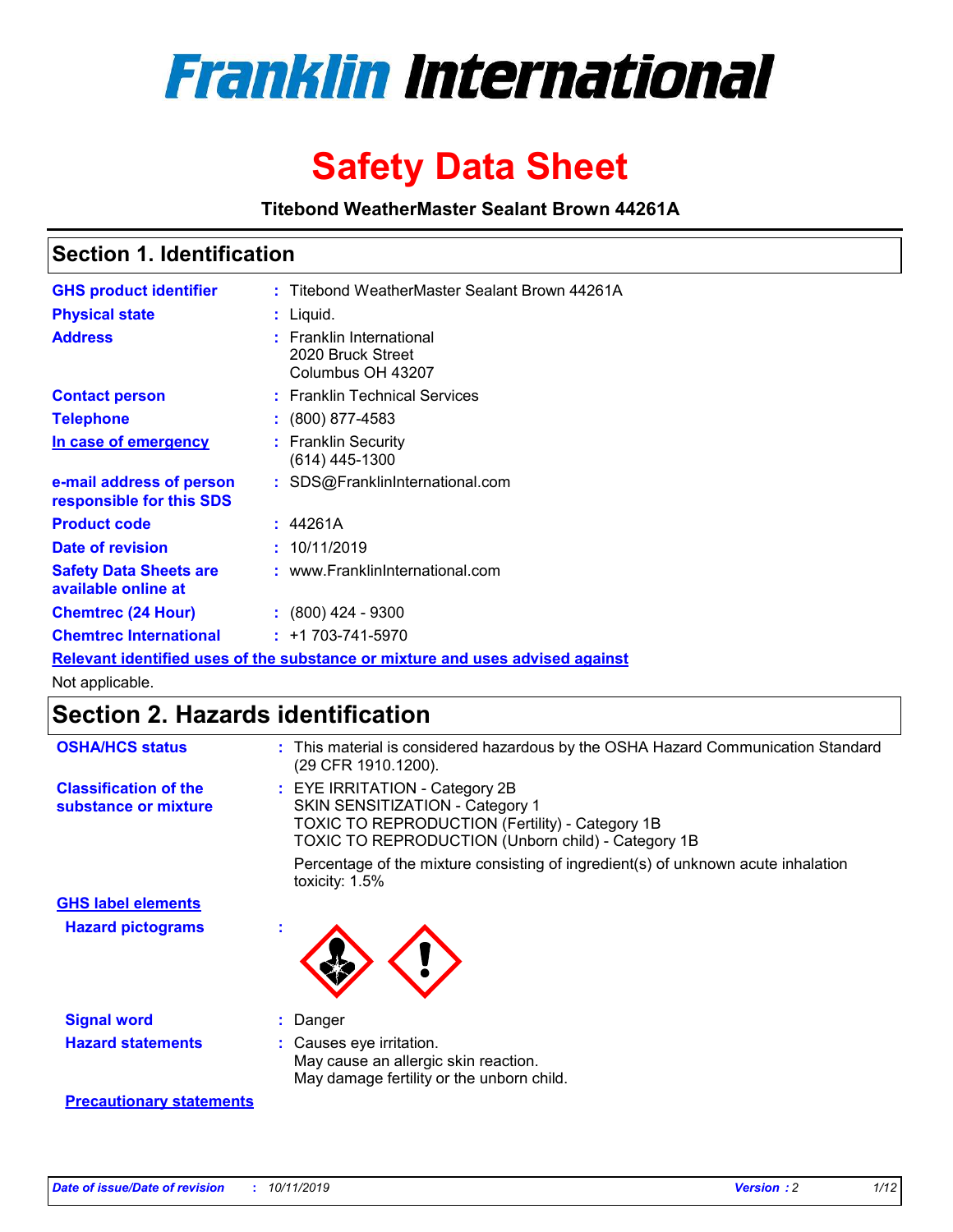# Franklin International

# Safety Data Sheet

**Titebond WeatherMaster Sealant Brown 44261A**

## Section 1. Identification

| | | |
|---|---|---|
| **GHS product identifier** | : | Titebond WeatherMaster Sealant Brown 44261A |
| **Physical state** | : | Liquid. |
| **Address** | : | Franklin International<br>2020 Bruck Street<br>Columbus OH 43207 |
| **Contact person** | : | Franklin Technical Services |
| **Telephone** | : | (800) 877-4583 |
| **In case of emergency** | : | Franklin Security<br>(614) 445-1300 |
| **e-mail address of person responsible for this SDS** | : | SDS@FranklinInternational.com |
| **Product code** | : | 44261A |
| **Date of revision** | : | 10/11/2019 |
| **Safety Data Sheets are available online at** | : | www.FranklinInternational.com |
| **Chemtrec (24 Hour)** | : | (800) 424 - 9300 |
| **Chemtrec International** | : | +1 703-741-5970 |

**Relevant identified uses of the substance or mixture and uses advised against**

Not applicable.

## Section 2. Hazards identification

| | | |
|---|---|---|
| **OSHA/HCS status** | : | This material is considered hazardous by the OSHA Hazard Communication Standard (29 CFR 1910.1200). |
| **Classification of the substance or mixture** | : | EYE IRRITATION - Category 2B<br>SKIN SENSITIZATION - Category 1<br>TOXIC TO REPRODUCTION (Fertility) - Category 1B<br>TOXIC TO REPRODUCTION (Unborn child) - Category 1B<br><br>Percentage of the mixture consisting of ingredient(s) of unknown acute inhalation toxicity: 1.5% |

**GHS label elements**

| | | |
|---|---|---|
| **Hazard pictograms** | : | |
| **Signal word** | : | Danger |
| **Hazard statements** | : | Causes eye irritation.<br>May cause an allergic skin reaction.<br>May damage fertility or the unborn child. |

**Precautionary statements**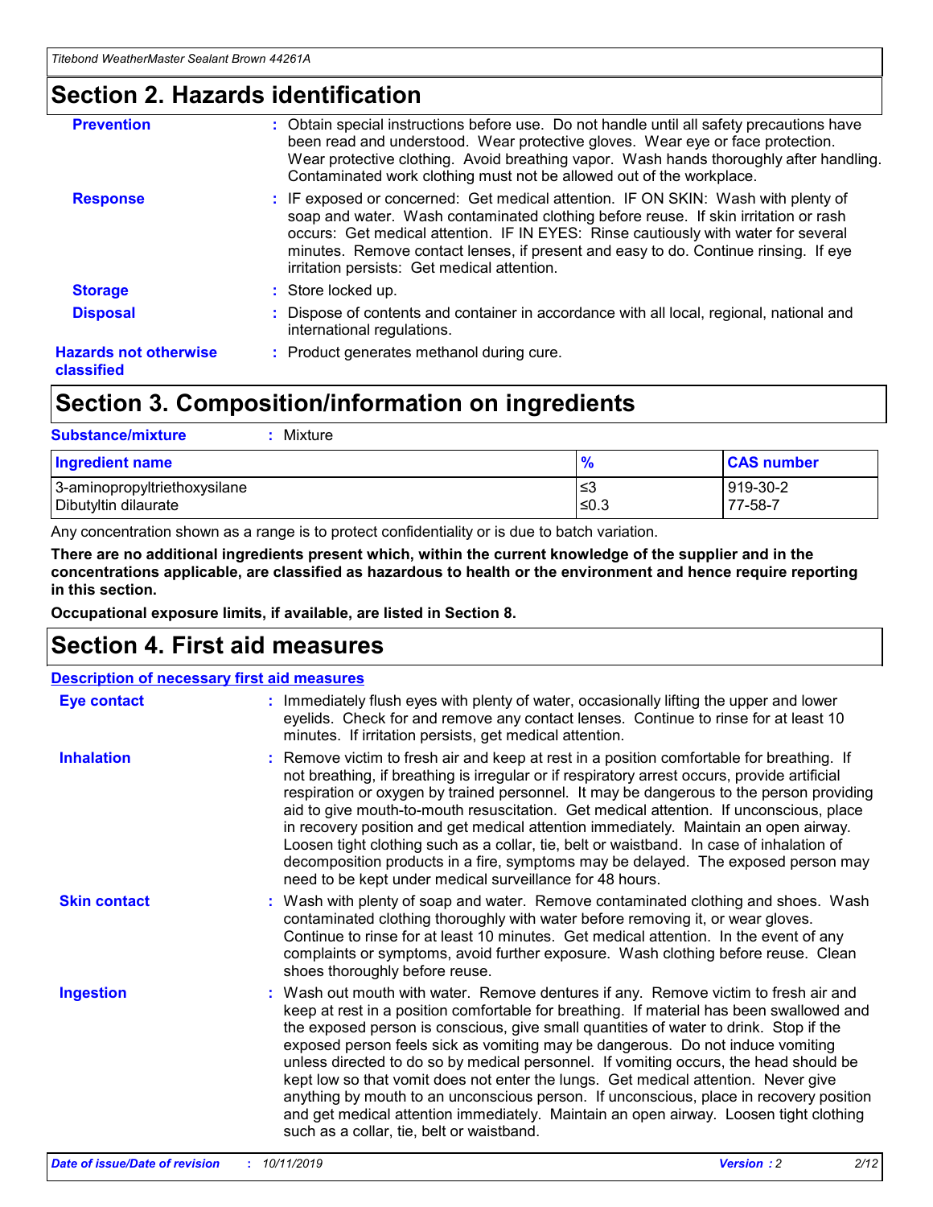## Section 2. Hazards identification

**Prevention** : Obtain special instructions before use. Do not handle until all safety precautions have been read and understood. Wear protective gloves. Wear eye or face protection. Wear protective clothing. Avoid breathing vapor. Wash hands thoroughly after handling. Contaminated work clothing must not be allowed out of the workplace.

**Response** : IF exposed or concerned: Get medical attention. IF ON SKIN: Wash with plenty of soap and water. Wash contaminated clothing before reuse. If skin irritation or rash occurs: Get medical attention. IF IN EYES: Rinse cautiously with water for several minutes. Remove contact lenses, if present and easy to do. Continue rinsing. If eye irritation persists: Get medical attention.

**Storage** : Store locked up.

**Disposal** : Dispose of contents and container in accordance with all local, regional, national and international regulations.

**Hazards not otherwise classified** : Product generates methanol during cure.

## Section 3. Composition/information on ingredients

**Substance/mixture** : Mixture

| Ingredient name | % | CAS number |
|---|---|---|
| 3-aminopropyltriethoxysilane | ≤3 | 919-30-2 |
| Dibutyltin dilaurate | ≤0.3 | 77-58-7 |

Any concentration shown as a range is to protect confidentiality or is due to batch variation.

**There are no additional ingredients present which, within the current knowledge of the supplier and in the concentrations applicable, are classified as hazardous to health or the environment and hence require reporting in this section.**

**Occupational exposure limits, if available, are listed in Section 8.**

## Section 4. First aid measures

### Description of necessary first aid measures

**Eye contact** : Immediately flush eyes with plenty of water, occasionally lifting the upper and lower eyelids. Check for and remove any contact lenses. Continue to rinse for at least 10 minutes. If irritation persists, get medical attention.

**Inhalation** : Remove victim to fresh air and keep at rest in a position comfortable for breathing. If not breathing, if breathing is irregular or if respiratory arrest occurs, provide artificial respiration or oxygen by trained personnel. It may be dangerous to the person providing aid to give mouth-to-mouth resuscitation. Get medical attention. If unconscious, place in recovery position and get medical attention immediately. Maintain an open airway. Loosen tight clothing such as a collar, tie, belt or waistband. In case of inhalation of decomposition products in a fire, symptoms may be delayed. The exposed person may need to be kept under medical surveillance for 48 hours.

**Skin contact** : Wash with plenty of soap and water. Remove contaminated clothing and shoes. Wash contaminated clothing thoroughly with water before removing it, or wear gloves. Continue to rinse for at least 10 minutes. Get medical attention. In the event of any complaints or symptoms, avoid further exposure. Wash clothing before reuse. Clean shoes thoroughly before reuse.

**Ingestion** : Wash out mouth with water. Remove dentures if any. Remove victim to fresh air and keep at rest in a position comfortable for breathing. If material has been swallowed and the exposed person is conscious, give small quantities of water to drink. Stop if the exposed person feels sick as vomiting may be dangerous. Do not induce vomiting unless directed to do so by medical personnel. If vomiting occurs, the head should be kept low so that vomit does not enter the lungs. Get medical attention. Never give anything by mouth to an unconscious person. If unconscious, place in recovery position and get medical attention immediately. Maintain an open airway. Loosen tight clothing such as a collar, tie, belt or waistband.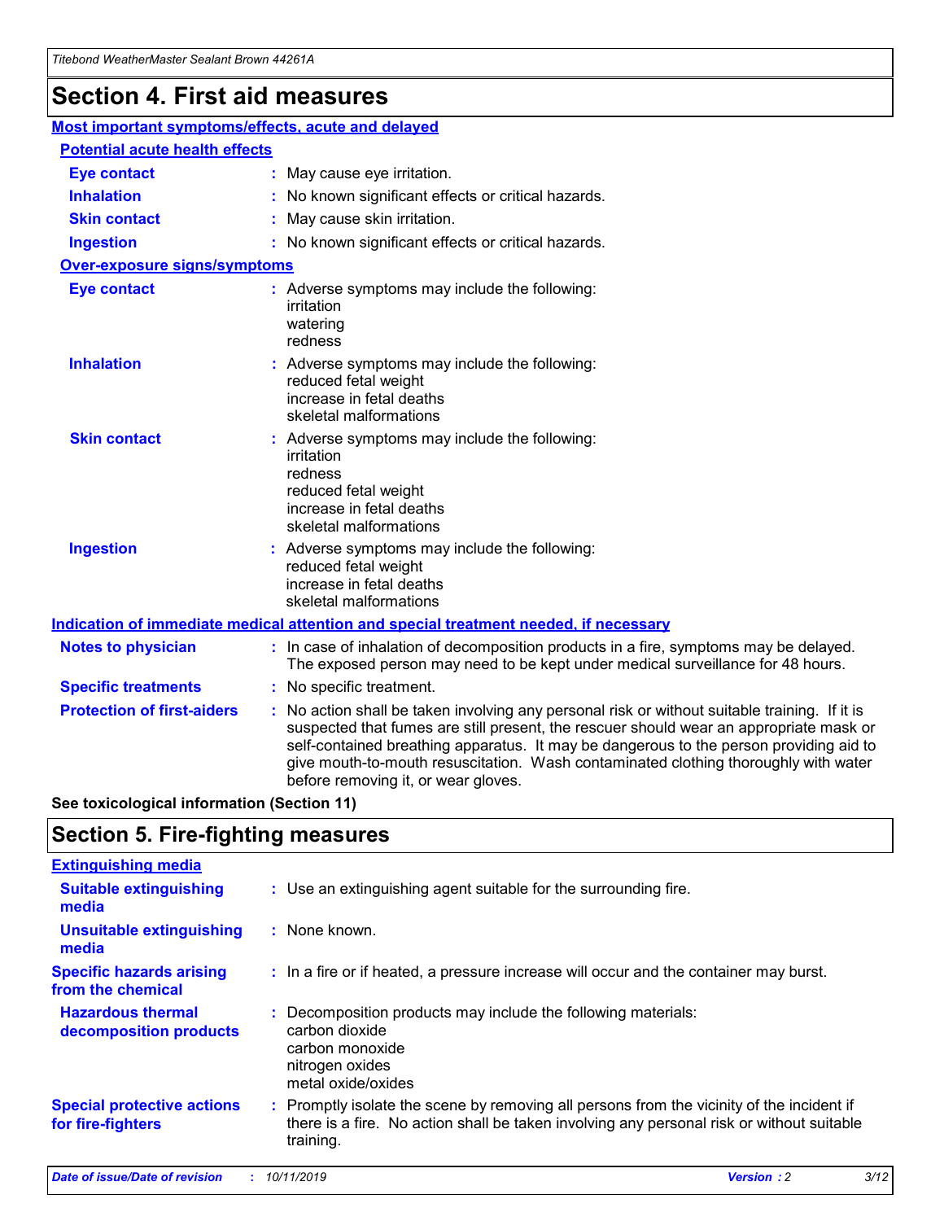# Section 4. First aid measures

## Most important symptoms/effects, acute and delayed

### Potential acute health effects

| | |
|---|---|
| **Eye contact** | May cause eye irritation. |
| **Inhalation** | No known significant effects or critical hazards. |
| **Skin contact** | May cause skin irritation. |
| **Ingestion** | No known significant effects or critical hazards. |

### Over-exposure signs/symptoms

| | |
|---|---|
| **Eye contact** | Adverse symptoms may include the following: irritation, watering, redness |
| **Inhalation** | Adverse symptoms may include the following: reduced fetal weight, increase in fetal deaths, skeletal malformations |
| **Skin contact** | Adverse symptoms may include the following: irritation, redness, reduced fetal weight, increase in fetal deaths, skeletal malformations |
| **Ingestion** | Adverse symptoms may include the following: reduced fetal weight, increase in fetal deaths, skeletal malformations |

## Indication of immediate medical attention and special treatment needed, if necessary

| | |
|---|---|
| **Notes to physician** | In case of inhalation of decomposition products in a fire, symptoms may be delayed. The exposed person may need to be kept under medical surveillance for 48 hours. |
| **Specific treatments** | No specific treatment. |
| **Protection of first-aiders** | No action shall be taken involving any personal risk or without suitable training. If it is suspected that fumes are still present, the rescuer should wear an appropriate mask or self-contained breathing apparatus. It may be dangerous to the person providing aid to give mouth-to-mouth resuscitation. Wash contaminated clothing thoroughly with water before removing it, or wear gloves. |

**See toxicological information (Section 11)**

# Section 5. Fire-fighting measures

## Extinguishing media

| | |
|---|---|
| **Suitable extinguishing media** | Use an extinguishing agent suitable for the surrounding fire. |
| **Unsuitable extinguishing media** | None known. |
| **Specific hazards arising from the chemical** | In a fire or if heated, a pressure increase will occur and the container may burst. |
| **Hazardous thermal decomposition products** | Decomposition products may include the following materials: carbon dioxide, carbon monoxide, nitrogen oxides, metal oxide/oxides |
| **Special protective actions for fire-fighters** | Promptly isolate the scene by removing all persons from the vicinity of the incident if there is a fire. No action shall be taken involving any personal risk or without suitable training. |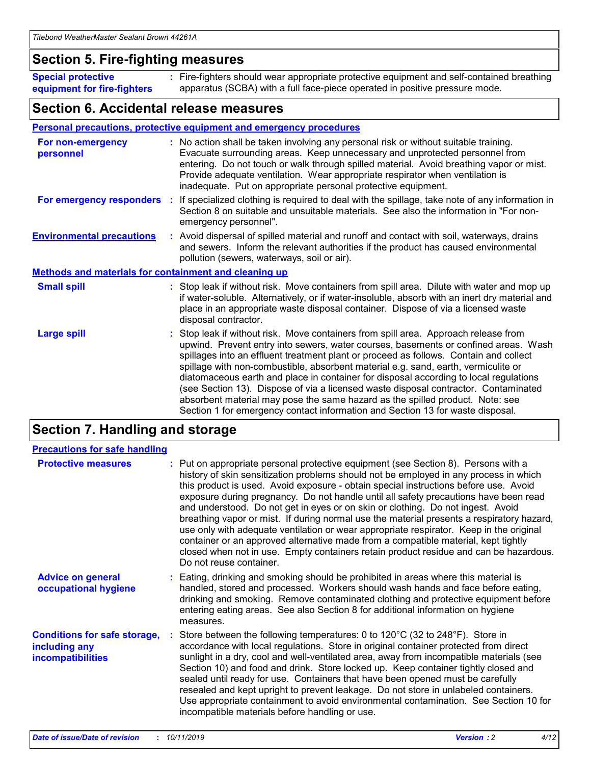## Section 5. Fire-fighting measures

| | |
|---|---|
| **Special protective equipment for fire-fighters** | Fire-fighters should wear appropriate protective equipment and self-contained breathing apparatus (SCBA) with a full face-piece operated in positive pressure mode. |

## Section 6. Accidental release measures

### Personal precautions, protective equipment and emergency procedures

| | |
|---|---|
| **For non-emergency personnel** | No action shall be taken involving any personal risk or without suitable training. Evacuate surrounding areas. Keep unnecessary and unprotected personnel from entering. Do not touch or walk through spilled material. Avoid breathing vapor or mist. Provide adequate ventilation. Wear appropriate respirator when ventilation is inadequate. Put on appropriate personal protective equipment. |
| **For emergency responders** | If specialized clothing is required to deal with the spillage, take note of any information in Section 8 on suitable and unsuitable materials. See also the information in "For non-emergency personnel". |
| **Environmental precautions** | Avoid dispersal of spilled material and runoff and contact with soil, waterways, drains and sewers. Inform the relevant authorities if the product has caused environmental pollution (sewers, waterways, soil or air). |

### Methods and materials for containment and cleaning up

| | |
|---|---|
| **Small spill** | Stop leak if without risk. Move containers from spill area. Dilute with water and mop up if water-soluble. Alternatively, or if water-insoluble, absorb with an inert dry material and place in an appropriate waste disposal container. Dispose of via a licensed waste disposal contractor. |
| **Large spill** | Stop leak if without risk. Move containers from spill area. Approach release from upwind. Prevent entry into sewers, water courses, basements or confined areas. Wash spillages into an effluent treatment plant or proceed as follows. Contain and collect spillage with non-combustible, absorbent material e.g. sand, earth, vermiculite or diatomaceous earth and place in container for disposal according to local regulations (see Section 13). Dispose of via a licensed waste disposal contractor. Contaminated absorbent material may pose the same hazard as the spilled product. Note: see Section 1 for emergency contact information and Section 13 for waste disposal. |

## Section 7. Handling and storage

### Precautions for safe handling

| | |
|---|---|
| **Protective measures** | Put on appropriate personal protective equipment (see Section 8). Persons with a history of skin sensitization problems should not be employed in any process in which this product is used. Avoid exposure - obtain special instructions before use. Avoid exposure during pregnancy. Do not handle until all safety precautions have been read and understood. Do not get in eyes or on skin or clothing. Do not ingest. Avoid breathing vapor or mist. If during normal use the material presents a respiratory hazard, use only with adequate ventilation or wear appropriate respirator. Keep in the original container or an approved alternative made from a compatible material, kept tightly closed when not in use. Empty containers retain product residue and can be hazardous. Do not reuse container. |
| **Advice on general occupational hygiene** | Eating, drinking and smoking should be prohibited in areas where this material is handled, stored and processed. Workers should wash hands and face before eating, drinking and smoking. Remove contaminated clothing and protective equipment before entering eating areas. See also Section 8 for additional information on hygiene measures. |
| **Conditions for safe storage, including any incompatibilities** | Store between the following temperatures: 0 to 120°C (32 to 248°F). Store in accordance with local regulations. Store in original container protected from direct sunlight in a dry, cool and well-ventilated area, away from incompatible materials (see Section 10) and food and drink. Store locked up. Keep container tightly closed and sealed until ready for use. Containers that have been opened must be carefully resealed and kept upright to prevent leakage. Do not store in unlabeled containers. Use appropriate containment to avoid environmental contamination. See Section 10 for incompatible materials before handling or use. |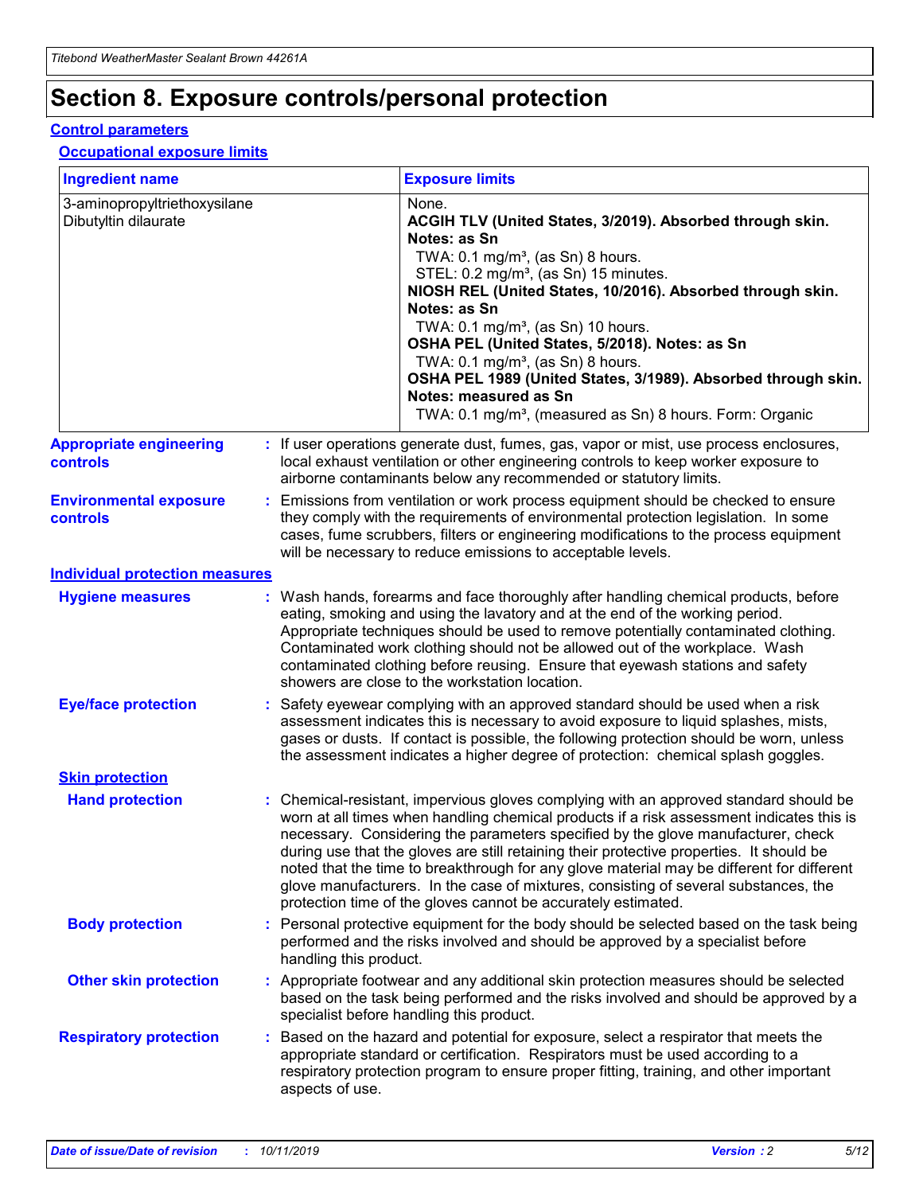# Section 8. Exposure controls/personal protection

## Control parameters

### Occupational exposure limits

| Ingredient name | Exposure limits |
|---|---|
| 3-aminopropyltriethoxysilane<br>Dibutyltin dilaurate | None.<br>**ACGIH TLV (United States, 3/2019). Absorbed through skin. Notes: as Sn**<br>TWA: 0.1 mg/m³, (as Sn) 8 hours.<br>STEL: 0.2 mg/m³, (as Sn) 15 minutes.<br>**NIOSH REL (United States, 10/2016). Absorbed through skin. Notes: as Sn**<br>TWA: 0.1 mg/m³, (as Sn) 10 hours.<br>**OSHA PEL (United States, 5/2018). Notes: as Sn**<br>TWA: 0.1 mg/m³, (as Sn) 8 hours.<br>**OSHA PEL 1989 (United States, 3/1989). Absorbed through skin. Notes: measured as Sn**<br>TWA: 0.1 mg/m³, (measured as Sn) 8 hours. Form: Organic |

**Appropriate engineering controls** : If user operations generate dust, fumes, gas, vapor or mist, use process enclosures, local exhaust ventilation or other engineering controls to keep worker exposure to airborne contaminants below any recommended or statutory limits.

**Environmental exposure controls** : Emissions from ventilation or work process equipment should be checked to ensure they comply with the requirements of environmental protection legislation. In some cases, fume scrubbers, filters or engineering modifications to the process equipment will be necessary to reduce emissions to acceptable levels.

## Individual protection measures

**Hygiene measures** : Wash hands, forearms and face thoroughly after handling chemical products, before eating, smoking and using the lavatory and at the end of the working period. Appropriate techniques should be used to remove potentially contaminated clothing. Contaminated work clothing should not be allowed out of the workplace. Wash contaminated clothing before reusing. Ensure that eyewash stations and safety showers are close to the workstation location.

**Eye/face protection** : Safety eyewear complying with an approved standard should be used when a risk assessment indicates this is necessary to avoid exposure to liquid splashes, mists, gases or dusts. If contact is possible, the following protection should be worn, unless the assessment indicates a higher degree of protection: chemical splash goggles.

### Skin protection

**Hand protection** : Chemical-resistant, impervious gloves complying with an approved standard should be worn at all times when handling chemical products if a risk assessment indicates this is necessary. Considering the parameters specified by the glove manufacturer, check during use that the gloves are still retaining their protective properties. It should be noted that the time to breakthrough for any glove material may be different for different glove manufacturers. In the case of mixtures, consisting of several substances, the protection time of the gloves cannot be accurately estimated.

**Body protection** : Personal protective equipment for the body should be selected based on the task being performed and the risks involved and should be approved by a specialist before handling this product.

**Other skin protection** : Appropriate footwear and any additional skin protection measures should be selected based on the task being performed and the risks involved and should be approved by a specialist before handling this product.

**Respiratory protection** : Based on the hazard and potential for exposure, select a respirator that meets the appropriate standard or certification. Respirators must be used according to a respiratory protection program to ensure proper fitting, training, and other important aspects of use.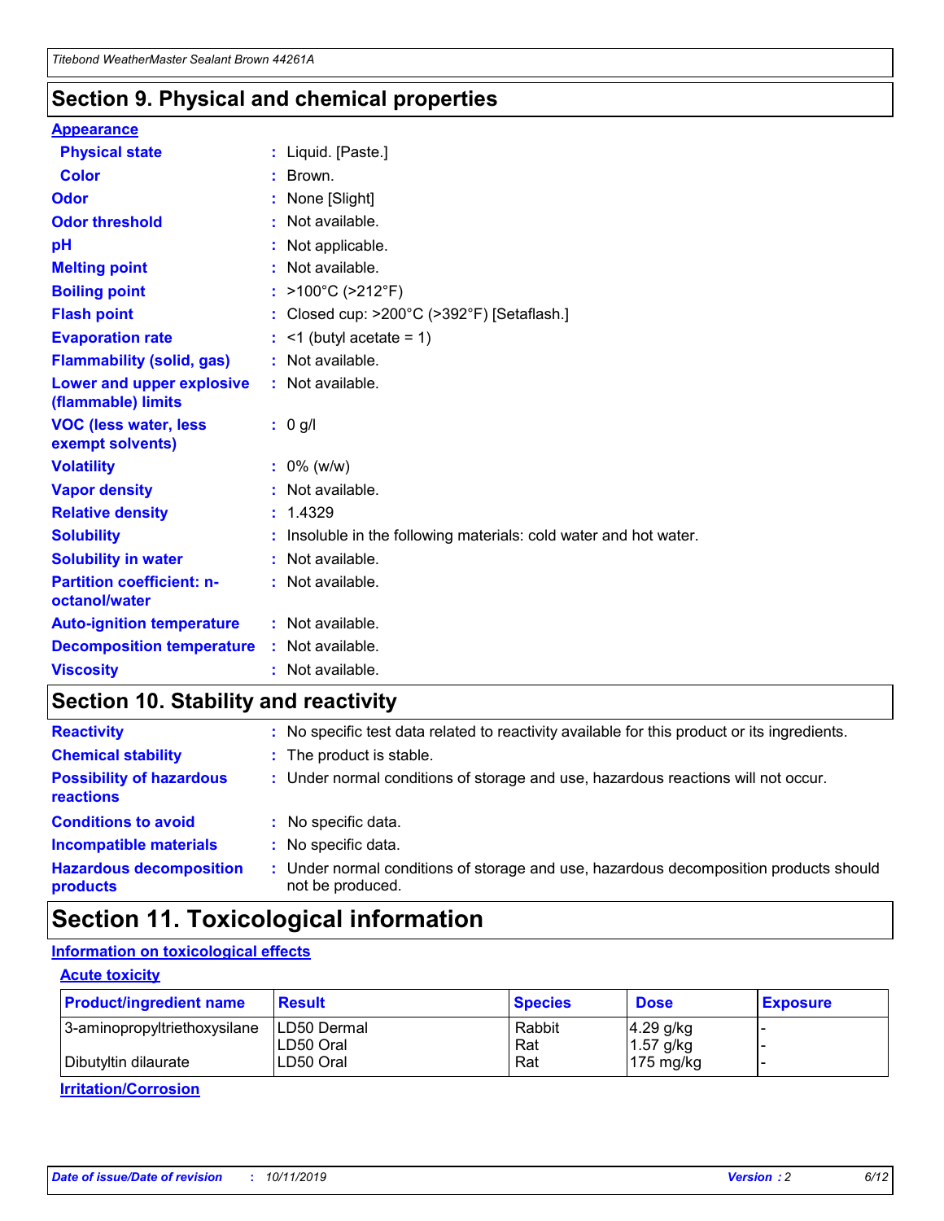## Section 9. Physical and chemical properties

### Appearance

| | |
|---|---|
| **Physical state** | : Liquid. [Paste.] |
| **Color** | : Brown. |
| **Odor** | : None [Slight] |
| **Odor threshold** | : Not available. |
| **pH** | : Not applicable. |
| **Melting point** | : Not available. |
| **Boiling point** | : >100°C (>212°F) |
| **Flash point** | : Closed cup: >200°C (>392°F) [Setaflash.] |
| **Evaporation rate** | : <1 (butyl acetate = 1) |
| **Flammability (solid, gas)** | : Not available. |
| **Lower and upper explosive (flammable) limits** | : Not available. |
| **VOC (less water, less exempt solvents)** | : 0 g/l |
| **Volatility** | : 0% (w/w) |
| **Vapor density** | : Not available. |
| **Relative density** | : 1.4329 |
| **Solubility** | : Insoluble in the following materials: cold water and hot water. |
| **Solubility in water** | : Not available. |
| **Partition coefficient: n-octanol/water** | : Not available. |
| **Auto-ignition temperature** | : Not available. |
| **Decomposition temperature** | : Not available. |
| **Viscosity** | : Not available. |

## Section 10. Stability and reactivity

| | |
|---|---|
| **Reactivity** | : No specific test data related to reactivity available for this product or its ingredients. |
| **Chemical stability** | : The product is stable. |
| **Possibility of hazardous reactions** | : Under normal conditions of storage and use, hazardous reactions will not occur. |
| **Conditions to avoid** | : No specific data. |
| **Incompatible materials** | : No specific data. |
| **Hazardous decomposition products** | : Under normal conditions of storage and use, hazardous decomposition products should not be produced. |

## Section 11. Toxicological information

### Information on toxicological effects

#### Acute toxicity

| Product/ingredient name | Result | Species | Dose | Exposure |
|---|---|---|---|---|
| 3-aminopropyltriethoxysilane | LD50 Dermal | Rabbit | 4.29 g/kg | - |
| | LD50 Oral | Rat | 1.57 g/kg | - |
| Dibutyltin dilaurate | LD50 Oral | Rat | 175 mg/kg | - |

#### Irritation/Corrosion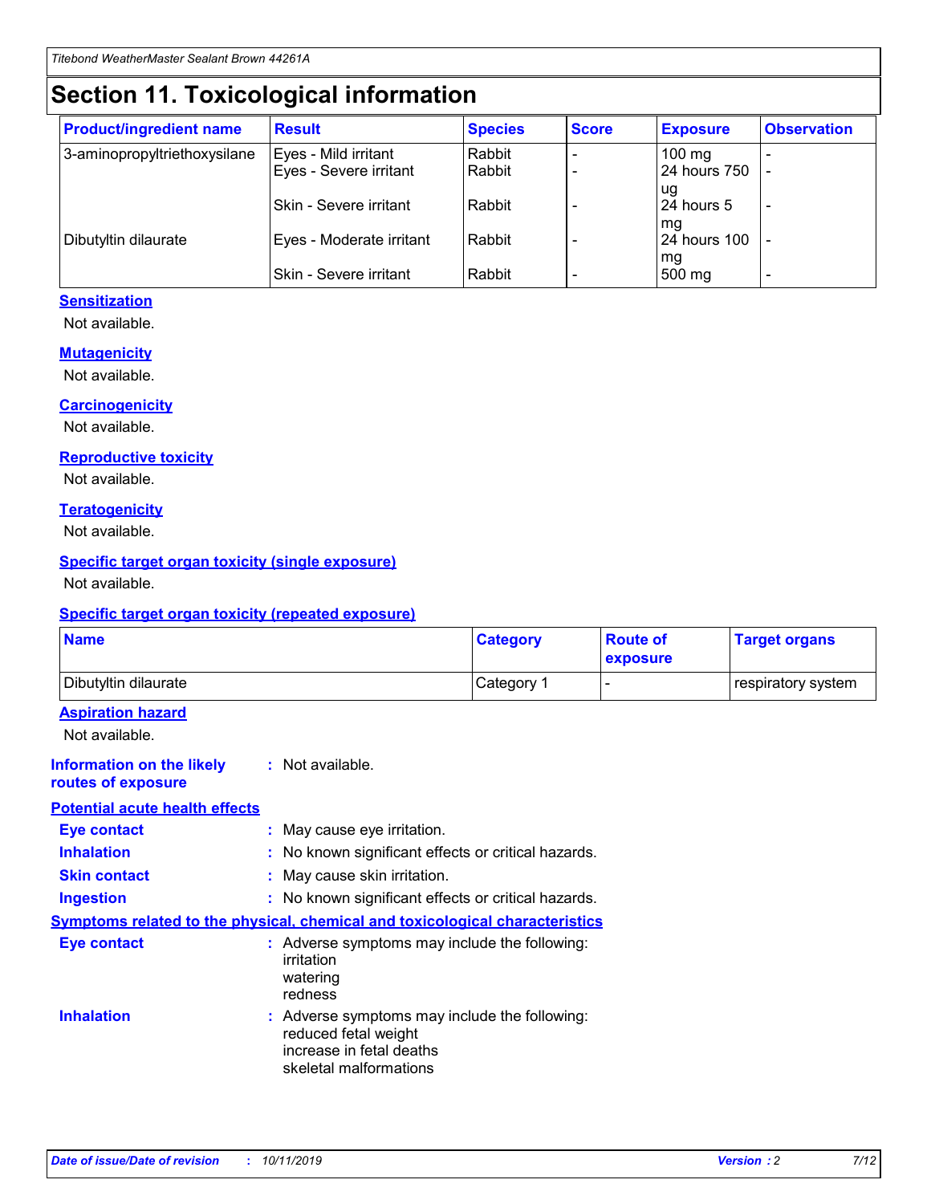# Section 11. Toxicological information

| Product/ingredient name | Result | Species | Score | Exposure | Observation |
|---|---|---|---|---|---|
| 3-aminopropyltriethoxysilane | Eyes - Mild irritant | Rabbit | - | 100 mg | - |
| | Eyes - Severe irritant | Rabbit | - | 24 hours 750 ug | - |
| | Skin - Severe irritant | Rabbit | - | 24 hours 5 mg | - |
| Dibutyltin dilaurate | Eyes - Moderate irritant | Rabbit | - | 24 hours 100 mg | - |
| | Skin - Severe irritant | Rabbit | - | 500 mg | - |

### Sensitization

Not available.

### Mutagenicity

Not available.

### Carcinogenicity

Not available.

### Reproductive toxicity

Not available.

### Teratogenicity

Not available.

### Specific target organ toxicity (single exposure)

Not available.

### Specific target organ toxicity (repeated exposure)

| Name | Category | Route of exposure | Target organs |
|---|---|---|---|
| Dibutyltin dilaurate | Category 1 | - | respiratory system |

### Aspiration hazard

Not available.

**Information on the likely routes of exposure** : Not available.

### Potential acute health effects

**Eye contact** : May cause eye irritation.

**Inhalation** : No known significant effects or critical hazards.

**Skin contact** : May cause skin irritation.

**Ingestion** : No known significant effects or critical hazards.

### Symptoms related to the physical, chemical and toxicological characteristics

**Eye contact** : Adverse symptoms may include the following:
irritation
watering
redness

**Inhalation** : Adverse symptoms may include the following:
reduced fetal weight
increase in fetal deaths
skeletal malformations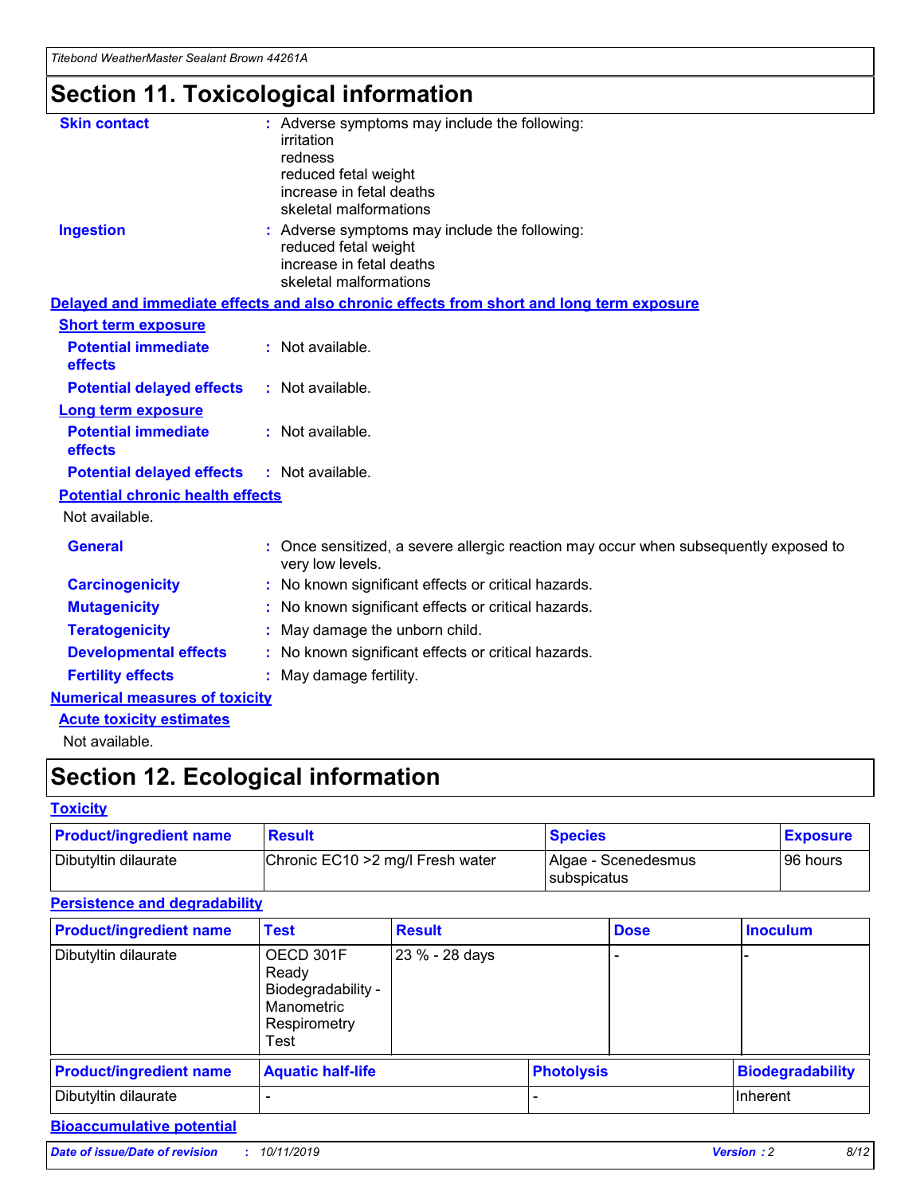# Section 11. Toxicological information

**Skin contact** : Adverse symptoms may include the following:
irritation
redness
reduced fetal weight
increase in fetal deaths
skeletal malformations

**Ingestion** : Adverse symptoms may include the following:
reduced fetal weight
increase in fetal deaths
skeletal malformations

**Delayed and immediate effects and also chronic effects from short and long term exposure**

**Short term exposure**

**Potential immediate effects** : Not available.

**Potential delayed effects** : Not available.

**Long term exposure**

**Potential immediate effects** : Not available.

**Potential delayed effects** : Not available.

**Potential chronic health effects**

Not available.

**General** : Once sensitized, a severe allergic reaction may occur when subsequently exposed to very low levels.

**Carcinogenicity** : No known significant effects or critical hazards.

**Mutagenicity** : No known significant effects or critical hazards.

**Teratogenicity** : May damage the unborn child.

**Developmental effects** : No known significant effects or critical hazards.

**Fertility effects** : May damage fertility.

**Numerical measures of toxicity**

**Acute toxicity estimates**

Not available.

# Section 12. Ecological information

**Toxicity**

| Product/ingredient name | Result | Species | Exposure |
|---|---|---|---|
| Dibutyltin dilaurate | Chronic EC10 >2 mg/l Fresh water | Algae - Scenedesmus subspicatus | 96 hours |

**Persistence and degradability**

| Product/ingredient name | Test | Result | Dose | Inoculum |
|---|---|---|---|---|
| Dibutyltin dilaurate | OECD 301F Ready Biodegradability - Manometric Respirometry Test | 23 % - 28 days | - | - |

| Product/ingredient name | Aquatic half-life | Photolysis | Biodegradability |
|---|---|---|---|
| Dibutyltin dilaurate | - | - | Inherent |

**Bioaccumulative potential**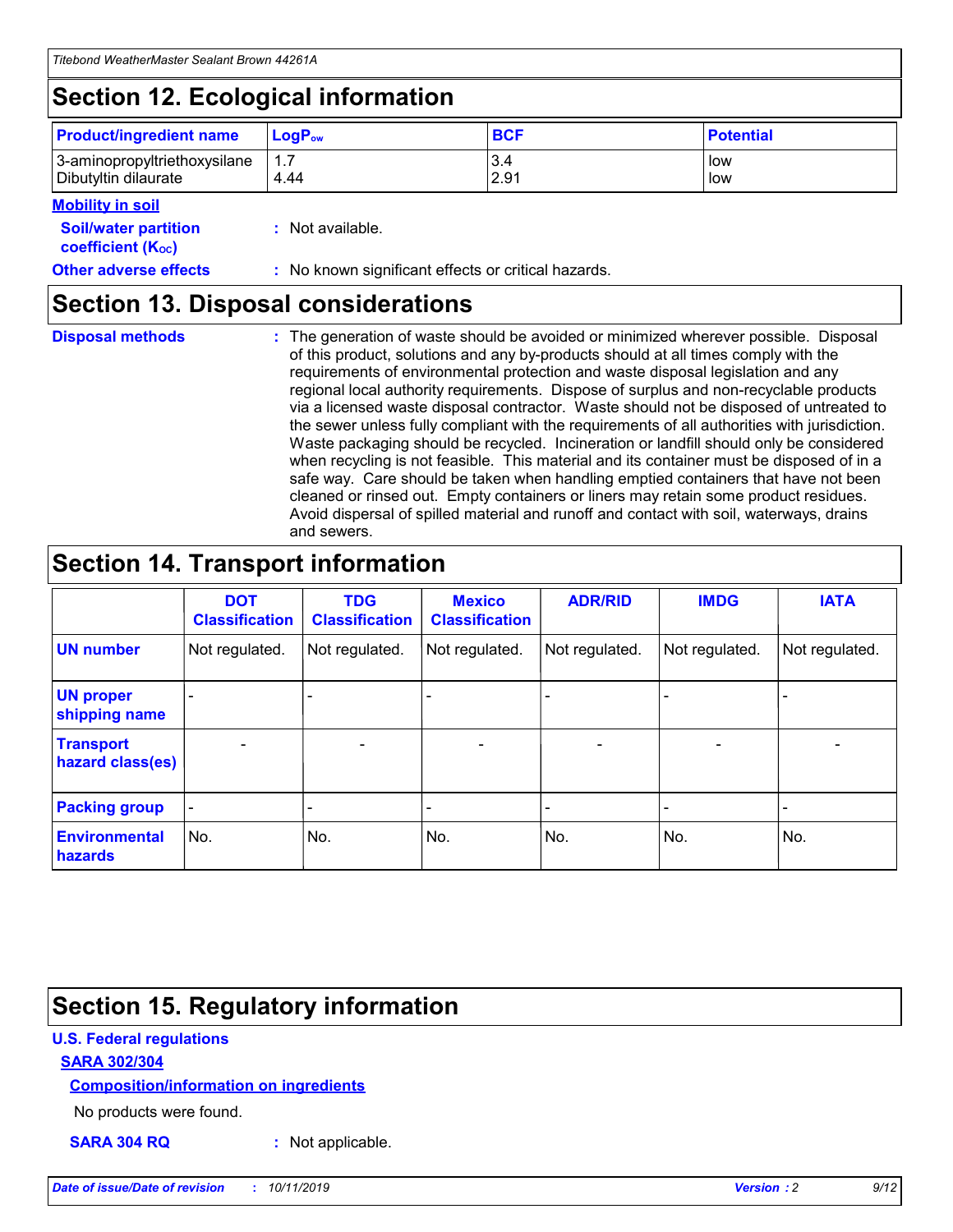## Section 12. Ecological information

| Product/ingredient name | $LogP_{ow}$ | BCF | Potential |
|---|---|---|---|
| 3-aminopropyltriethoxysilane | 1.7 | 3.4 | low |
| Dibutyltin dilaurate | 4.44 | 2.91 | low |

**Mobility in soil**

**Soil/water partition coefficient ($K_{OC}$)** : Not available.

**Other adverse effects** : No known significant effects or critical hazards.

## Section 13. Disposal considerations

**Disposal methods** : The generation of waste should be avoided or minimized wherever possible. Disposal of this product, solutions and any by-products should at all times comply with the requirements of environmental protection and waste disposal legislation and any regional local authority requirements. Dispose of surplus and non-recyclable products via a licensed waste disposal contractor. Waste should not be disposed of untreated to the sewer unless fully compliant with the requirements of all authorities with jurisdiction. Waste packaging should be recycled. Incineration or landfill should only be considered when recycling is not feasible. This material and its container must be disposed of in a safe way. Care should be taken when handling emptied containers that have not been cleaned or rinsed out. Empty containers or liners may retain some product residues. Avoid dispersal of spilled material and runoff and contact with soil, waterways, drains and sewers.

## Section 14. Transport information

| | DOT Classification | TDG Classification | Mexico Classification | ADR/RID | IMDG | IATA |
|---|---|---|---|---|---|---|
| UN number | Not regulated. | Not regulated. | Not regulated. | Not regulated. | Not regulated. | Not regulated. |
| UN proper shipping name | - | - | - | - | - | - |
| Transport hazard class(es) | - | - | - | - | - | - |
| Packing group | - | - | - | - | - | - |
| Environmental hazards | No. | No. | No. | No. | No. | No. |

## Section 15. Regulatory information

**U.S. Federal regulations**

**SARA 302/304**

**Composition/information on ingredients**

No products were found.

**SARA 304 RQ** : Not applicable.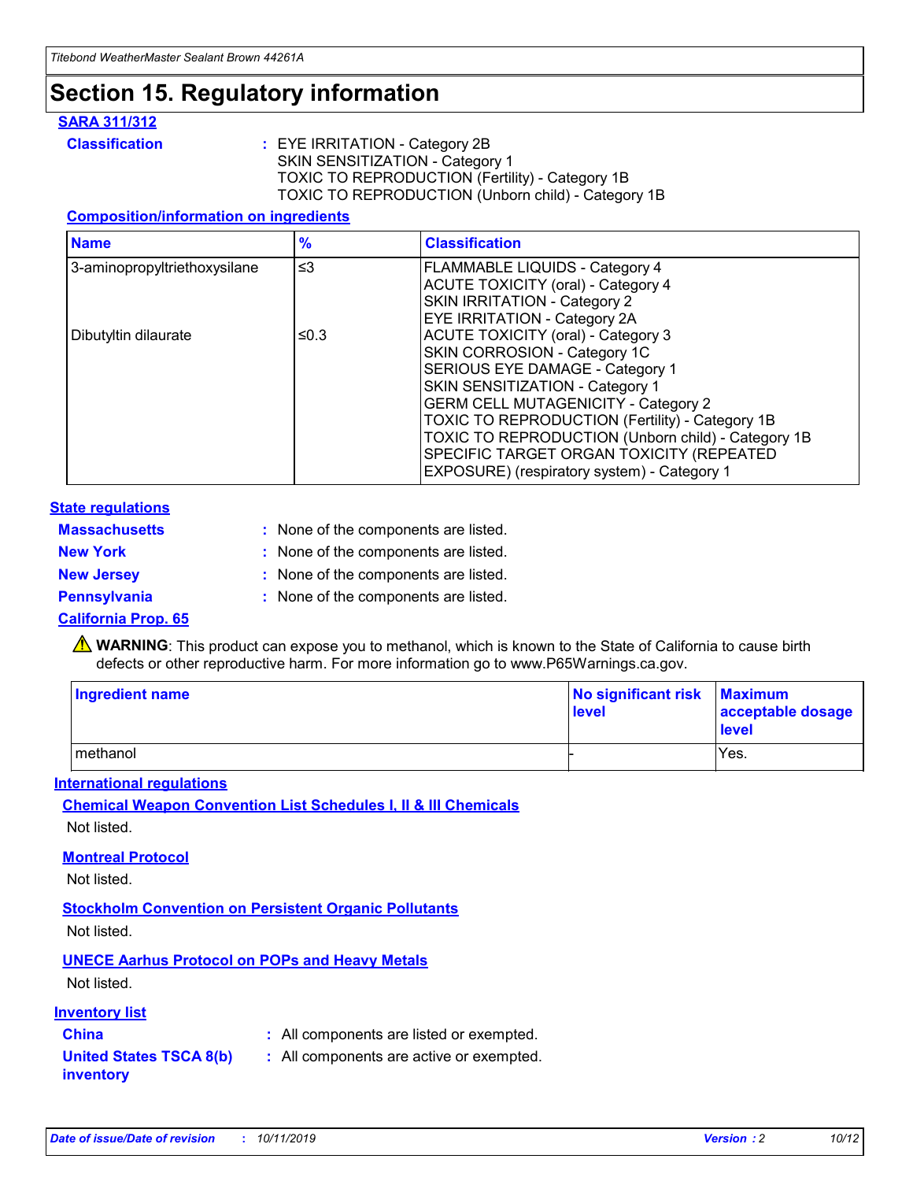# Section 15. Regulatory information

### SARA 311/312

**Classification** : EYE IRRITATION - Category 2B
SKIN SENSITIZATION - Category 1
TOXIC TO REPRODUCTION (Fertility) - Category 1B
TOXIC TO REPRODUCTION (Unborn child) - Category 1B

#### Composition/information on ingredients

| Name | % | Classification |
|---|---|---|
| 3-aminopropyltriethoxysilane | ≤3 | FLAMMABLE LIQUIDS - Category 4<br>ACUTE TOXICITY (oral) - Category 4<br>SKIN IRRITATION - Category 2<br>EYE IRRITATION - Category 2A |
| Dibutyltin dilaurate | ≤0.3 | ACUTE TOXICITY (oral) - Category 3<br>SKIN CORROSION - Category 1C<br>SERIOUS EYE DAMAGE - Category 1<br>SKIN SENSITIZATION - Category 1<br>GERM CELL MUTAGENICITY - Category 2<br>TOXIC TO REPRODUCTION (Fertility) - Category 1B<br>TOXIC TO REPRODUCTION (Unborn child) - Category 1B<br>SPECIFIC TARGET ORGAN TOXICITY (REPEATED EXPOSURE) (respiratory system) - Category 1 |

### State regulations

**Massachusetts** : None of the components are listed.

**New York** : None of the components are listed.

**New Jersey** : None of the components are listed.

**Pennsylvania** : None of the components are listed.

### California Prop. 65

⚠ **WARNING**: This product can expose you to methanol, which is known to the State of California to cause birth defects or other reproductive harm. For more information go to www.P65Warnings.ca.gov.

| Ingredient name | No significant risk level | Maximum acceptable dosage level |
|---|---|---|
| methanol | - | Yes. |

### International regulations

#### Chemical Weapon Convention List Schedules I, II & III Chemicals

Not listed.

#### Montreal Protocol

Not listed.

#### Stockholm Convention on Persistent Organic Pollutants

Not listed.

#### UNECE Aarhus Protocol on POPs and Heavy Metals

Not listed.

### Inventory list

**China** : All components are listed or exempted.

**United States TSCA 8(b) inventory** : All components are active or exempted.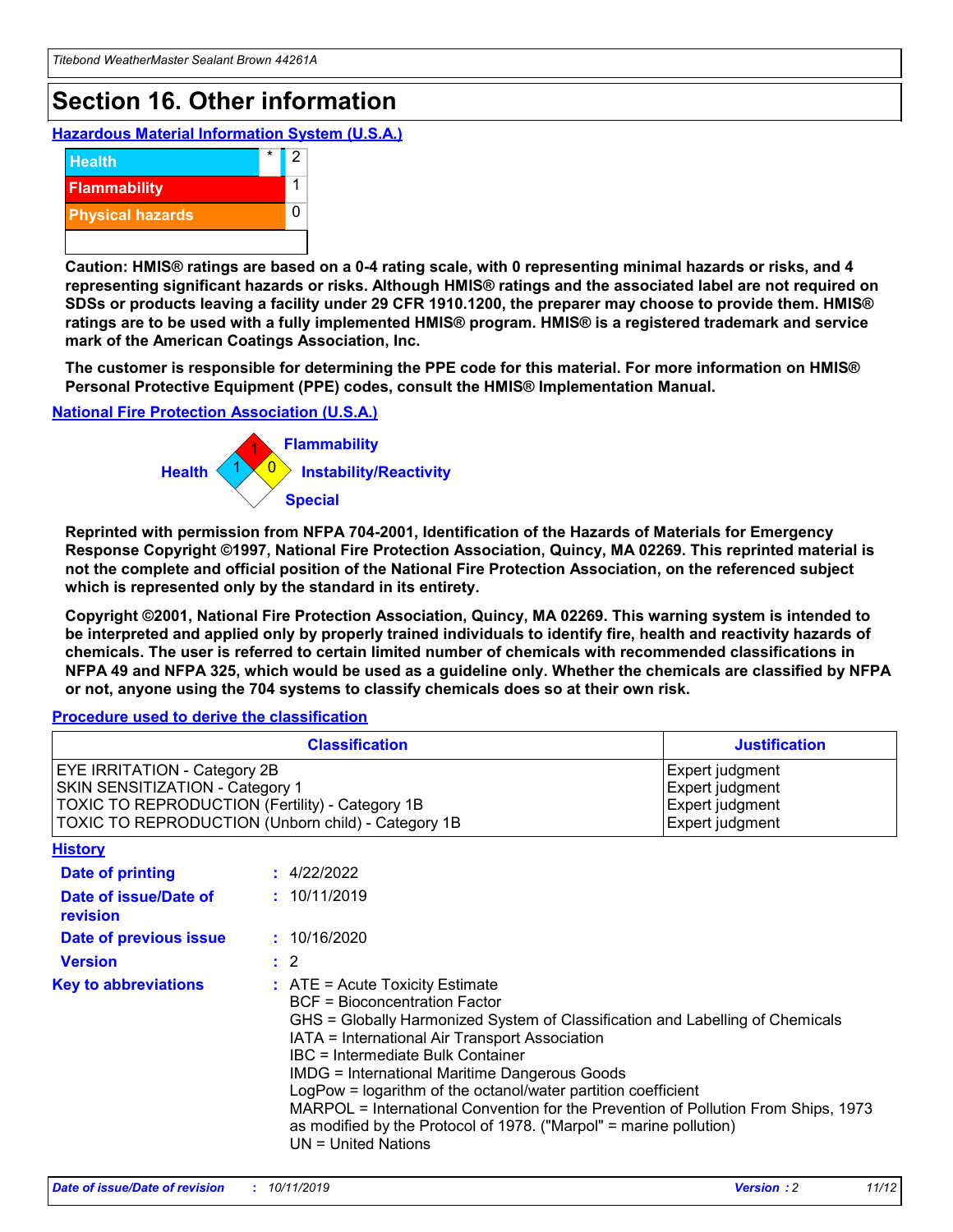# Section 16. Other information

### Hazardous Material Information System (U.S.A.)

| | | |
|---|---|---|
| Health | * | 2 |
| Flammability | | 1 |
| Physical hazards | | 0 |

**Caution: HMIS® ratings are based on a 0-4 rating scale, with 0 representing minimal hazards or risks, and 4 representing significant hazards or risks. Although HMIS® ratings and the associated label are not required on SDSs or products leaving a facility under 29 CFR 1910.1200, the preparer may choose to provide them. HMIS® ratings are to be used with a fully implemented HMIS® program. HMIS® is a registered trademark and service mark of the American Coatings Association, Inc.**

**The customer is responsible for determining the PPE code for this material. For more information on HMIS® Personal Protective Equipment (PPE) codes, consult the HMIS® Implementation Manual.**

### National Fire Protection Association (U.S.A.)

Health: 1
Flammability: 1
Instability/Reactivity: 0
Special

**Reprinted with permission from NFPA 704-2001, Identification of the Hazards of Materials for Emergency Response Copyright ©1997, National Fire Protection Association, Quincy, MA 02269. This reprinted material is not the complete and official position of the National Fire Protection Association, on the referenced subject which is represented only by the standard in its entirety.**

**Copyright ©2001, National Fire Protection Association, Quincy, MA 02269. This warning system is intended to be interpreted and applied only by properly trained individuals to identify fire, health and reactivity hazards of chemicals. The user is referred to certain limited number of chemicals with recommended classifications in NFPA 49 and NFPA 325, which would be used as a guideline only. Whether the chemicals are classified by NFPA or not, anyone using the 704 systems to classify chemicals does so at their own risk.**

### Procedure used to derive the classification

| Classification | Justification |
|---|---|
| EYE IRRITATION - Category 2B | Expert judgment |
| SKIN SENSITIZATION - Category 1 | Expert judgment |
| TOXIC TO REPRODUCTION (Fertility) - Category 1B | Expert judgment |
| TOXIC TO REPRODUCTION (Unborn child) - Category 1B | Expert judgment |

### History

**Date of printing** : 4/22/2022

**Date of issue/Date of revision** : 10/11/2019

**Date of previous issue** : 10/16/2020

**Version** : 2

**Key to abbreviations** : ATE = Acute Toxicity Estimate
BCF = Bioconcentration Factor
GHS = Globally Harmonized System of Classification and Labelling of Chemicals
IATA = International Air Transport Association
IBC = Intermediate Bulk Container
IMDG = International Maritime Dangerous Goods
LogPow = logarithm of the octanol/water partition coefficient
MARPOL = International Convention for the Prevention of Pollution From Ships, 1973 as modified by the Protocol of 1978. ("Marpol" = marine pollution)
UN = United Nations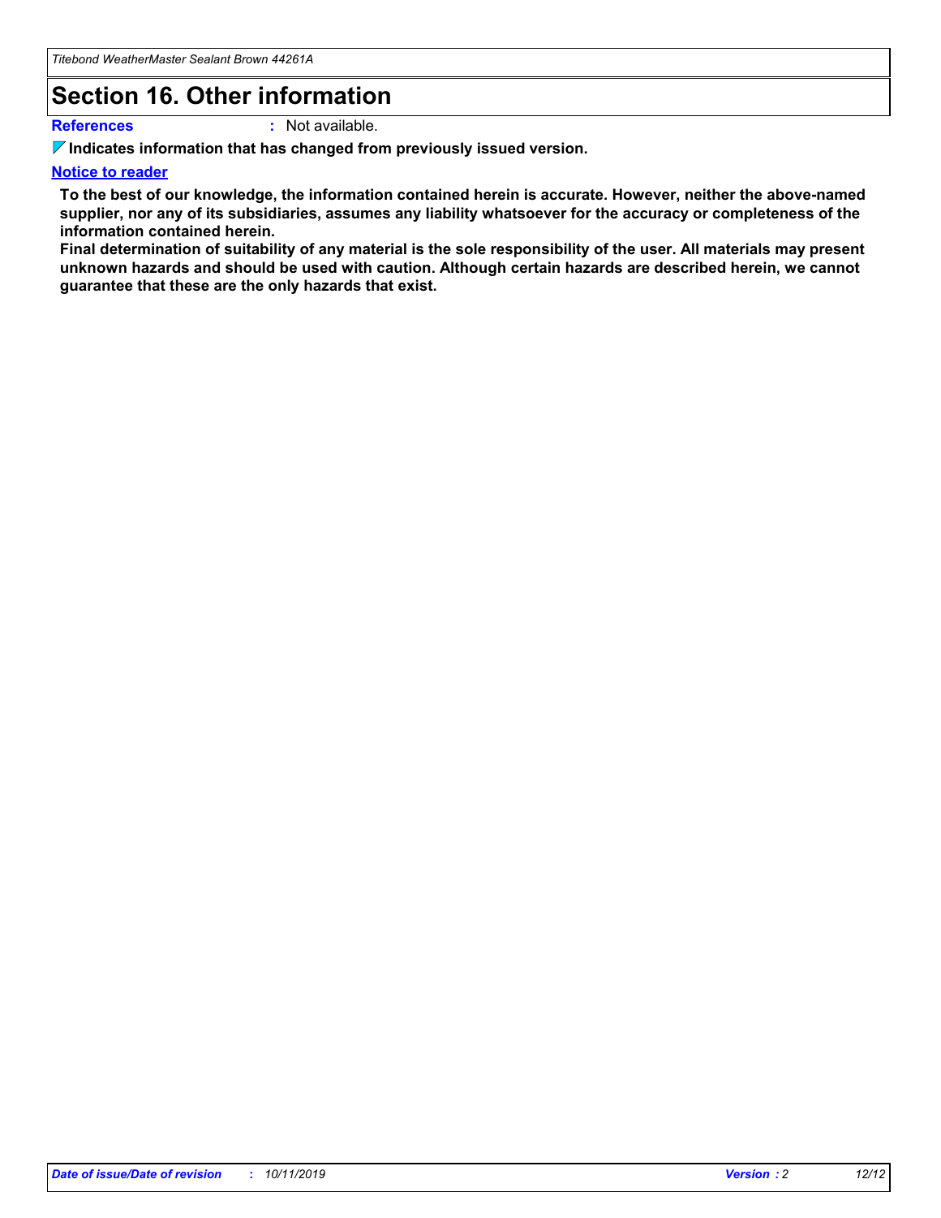# Section 16. Other information

**References** : Not available.

**Indicates information that has changed from previously issued version.**

**Notice to reader**

**To the best of our knowledge, the information contained herein is accurate. However, neither the above-named supplier, nor any of its subsidiaries, assumes any liability whatsoever for the accuracy or completeness of the information contained herein.**

**Final determination of suitability of any material is the sole responsibility of the user. All materials may present unknown hazards and should be used with caution. Although certain hazards are described herein, we cannot guarantee that these are the only hazards that exist.**